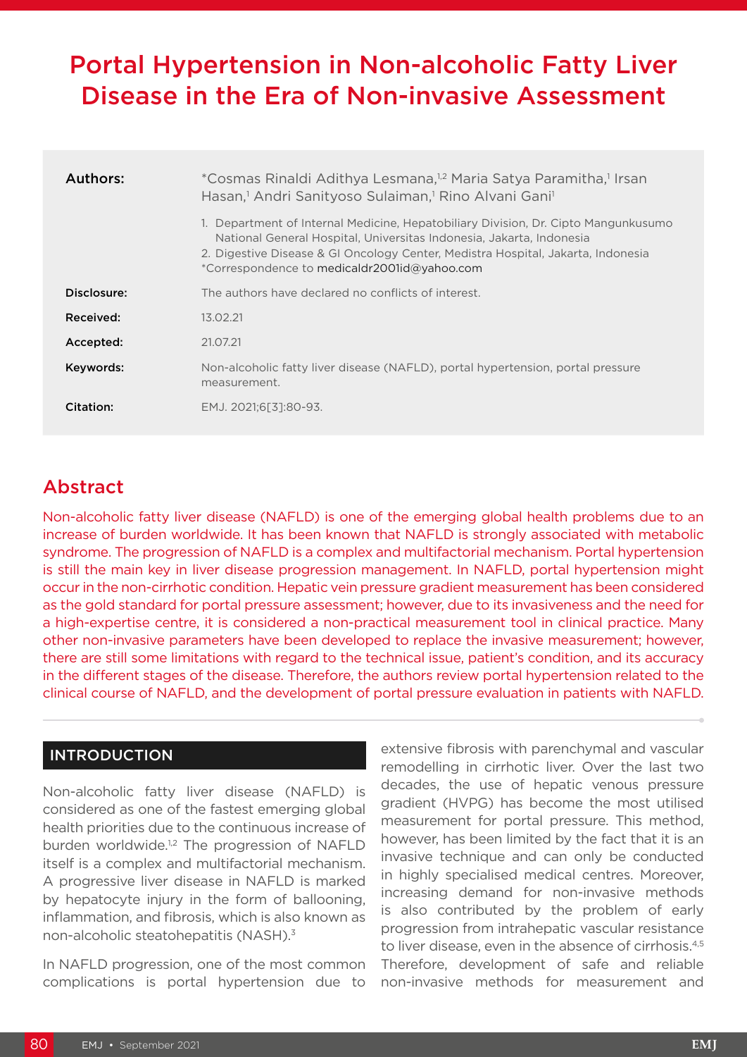# Portal Hypertension in Non-alcoholic Fatty Liver Disease in the Era of Non-invasive Assessment

| | |
|---|---|
| **Authors:** | *Cosmas Rinaldi Adithya Lesmana,[1,2] Maria Satya Paramitha,[1] Irsan Hasan,[1] Andri Sanityoso Sulaiman,[1] Rino Alvani Gani[1]<br><br>1. Department of Internal Medicine, Hepatobiliary Division, Dr. Cipto Mangunkusumo National General Hospital, Universitas Indonesia, Jakarta, Indonesia<br>2. Digestive Disease & GI Oncology Center, Medistra Hospital, Jakarta, Indonesia<br>*Correspondence to medicaldr2001id@yahoo.com |
| **Disclosure:** | The authors have declared no conflicts of interest. |
| **Received:** | 13.02.21 |
| **Accepted:** | 21.07.21 |
| **Keywords:** | Non-alcoholic fatty liver disease (NAFLD), portal hypertension, portal pressure measurement. |
| **Citation:** | EMJ. 2021;6[3]:80-93. |

## Abstract

Non-alcoholic fatty liver disease (NAFLD) is one of the emerging global health problems due to an increase of burden worldwide. It has been known that NAFLD is strongly associated with metabolic syndrome. The progression of NAFLD is a complex and multifactorial mechanism. Portal hypertension is still the main key in liver disease progression management. In NAFLD, portal hypertension might occur in the non-cirrhotic condition. Hepatic vein pressure gradient measurement has been considered as the gold standard for portal pressure assessment; however, due to its invasiveness and the need for a high-expertise centre, it is considered a non-practical measurement tool in clinical practice. Many other non-invasive parameters have been developed to replace the invasive measurement; however, there are still some limitations with regard to the technical issue, patient's condition, and its accuracy in the different stages of the disease. Therefore, the authors review portal hypertension related to the clinical course of NAFLD, and the development of portal pressure evaluation in patients with NAFLD.

## INTRODUCTION

Non-alcoholic fatty liver disease (NAFLD) is considered as one of the fastest emerging global health priorities due to the continuous increase of burden worldwide.[1,2] The progression of NAFLD itself is a complex and multifactorial mechanism. A progressive liver disease in NAFLD is marked by hepatocyte injury in the form of ballooning, inflammation, and fibrosis, which is also known as non-alcoholic steatohepatitis (NASH).[3]

In NAFLD progression, one of the most common complications is portal hypertension due to extensive fibrosis with parenchymal and vascular remodelling in cirrhotic liver. Over the last two decades, the use of hepatic venous pressure gradient (HVPG) has become the most utilised measurement for portal pressure. This method, however, has been limited by the fact that it is an invasive technique and can only be conducted in highly specialised medical centres. Moreover, increasing demand for non-invasive methods is also contributed by the problem of early progression from intrahepatic vascular resistance to liver disease, even in the absence of cirrhosis.[4,5] Therefore, development of safe and reliable non-invasive methods for measurement and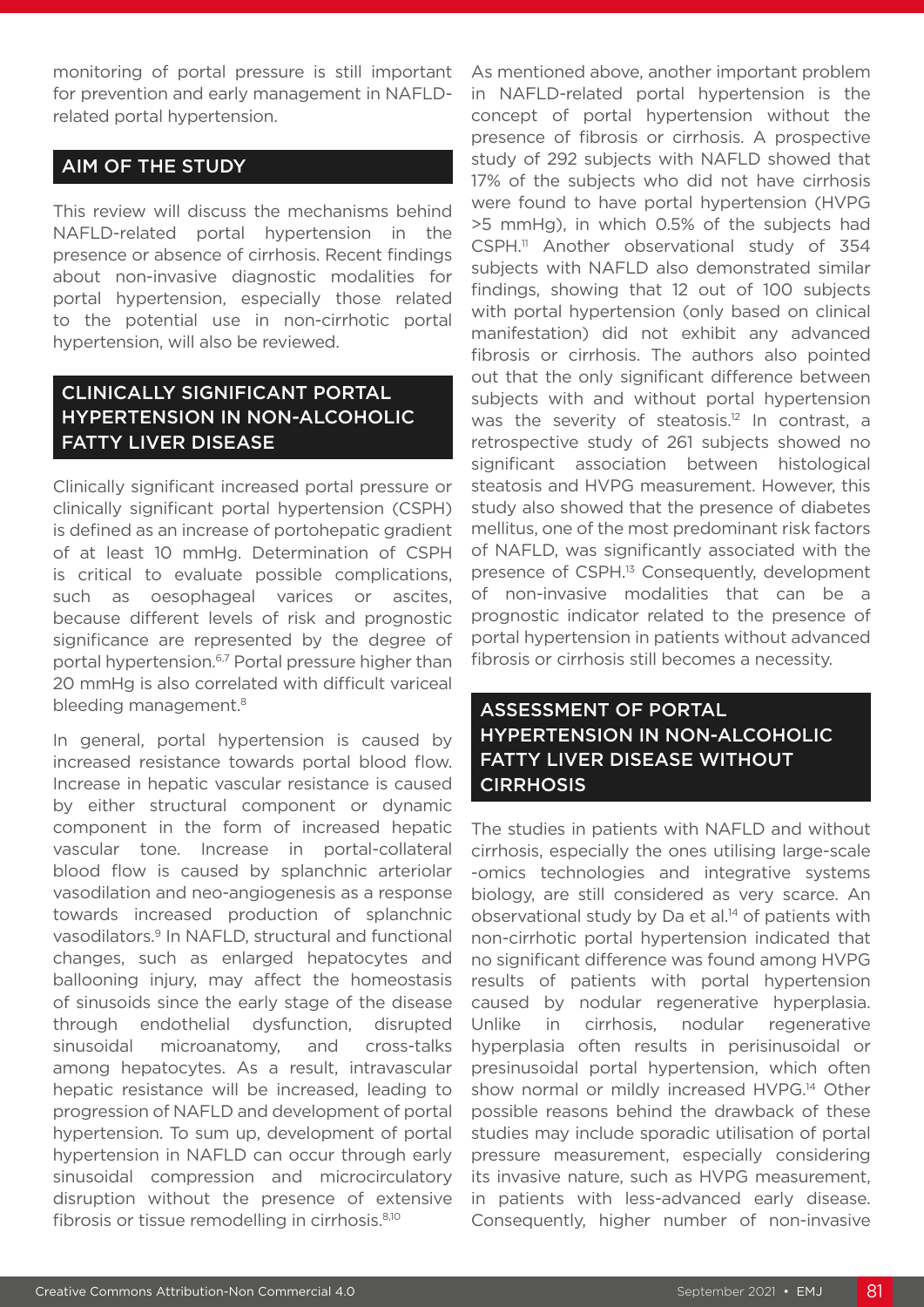monitoring of portal pressure is still important for prevention and early management in NAFLD-related portal hypertension.

## AIM OF THE STUDY

This review will discuss the mechanisms behind NAFLD-related portal hypertension in the presence or absence of cirrhosis. Recent findings about non-invasive diagnostic modalities for portal hypertension, especially those related to the potential use in non-cirrhotic portal hypertension, will also be reviewed.

## CLINICALLY SIGNIFICANT PORTAL HYPERTENSION IN NON-ALCOHOLIC FATTY LIVER DISEASE

Clinically significant increased portal pressure or clinically significant portal hypertension (CSPH) is defined as an increase of portohepatic gradient of at least 10 mmHg. Determination of CSPH is critical to evaluate possible complications, such as oesophageal varices or ascites, because different levels of risk and prognostic significance are represented by the degree of portal hypertension.[6,7] Portal pressure higher than 20 mmHg is also correlated with difficult variceal bleeding management.[8]

In general, portal hypertension is caused by increased resistance towards portal blood flow. Increase in hepatic vascular resistance is caused by either structural component or dynamic component in the form of increased hepatic vascular tone. Increase in portal-collateral blood flow is caused by splanchnic arteriolar vasodilation and neo-angiogenesis as a response towards increased production of splanchnic vasodilators.[9] In NAFLD, structural and functional changes, such as enlarged hepatocytes and ballooning injury, may affect the homeostasis of sinusoids since the early stage of the disease through endothelial dysfunction, disrupted sinusoidal microanatomy, and cross-talks among hepatocytes. As a result, intravascular hepatic resistance will be increased, leading to progression of NAFLD and development of portal hypertension. To sum up, development of portal hypertension in NAFLD can occur through early sinusoidal compression and microcirculatory disruption without the presence of extensive fibrosis or tissue remodelling in cirrhosis.[8,10]

As mentioned above, another important problem in NAFLD-related portal hypertension is the concept of portal hypertension without the presence of fibrosis or cirrhosis. A prospective study of 292 subjects with NAFLD showed that 17% of the subjects who did not have cirrhosis were found to have portal hypertension (HVPG >5 mmHg), in which 0.5% of the subjects had CSPH.[11] Another observational study of 354 subjects with NAFLD also demonstrated similar findings, showing that 12 out of 100 subjects with portal hypertension (only based on clinical manifestation) did not exhibit any advanced fibrosis or cirrhosis. The authors also pointed out that the only significant difference between subjects with and without portal hypertension was the severity of steatosis.[12] In contrast, a retrospective study of 261 subjects showed no significant association between histological steatosis and HVPG measurement. However, this study also showed that the presence of diabetes mellitus, one of the most predominant risk factors of NAFLD, was significantly associated with the presence of CSPH.[13] Consequently, development of non-invasive modalities that can be a prognostic indicator related to the presence of portal hypertension in patients without advanced fibrosis or cirrhosis still becomes a necessity.

## ASSESSMENT OF PORTAL HYPERTENSION IN NON-ALCOHOLIC FATTY LIVER DISEASE WITHOUT CIRRHOSIS

The studies in patients with NAFLD and without cirrhosis, especially the ones utilising large-scale -omics technologies and integrative systems biology, are still considered as very scarce. An observational study by Da et al.[14] of patients with non-cirrhotic portal hypertension indicated that no significant difference was found among HVPG results of patients with portal hypertension caused by nodular regenerative hyperplasia. Unlike in cirrhosis, nodular regenerative hyperplasia often results in perisinusoidal or presinusoidal portal hypertension, which often show normal or mildly increased HVPG.[14] Other possible reasons behind the drawback of these studies may include sporadic utilisation of portal pressure measurement, especially considering its invasive nature, such as HVPG measurement, in patients with less-advanced early disease. Consequently, higher number of non-invasive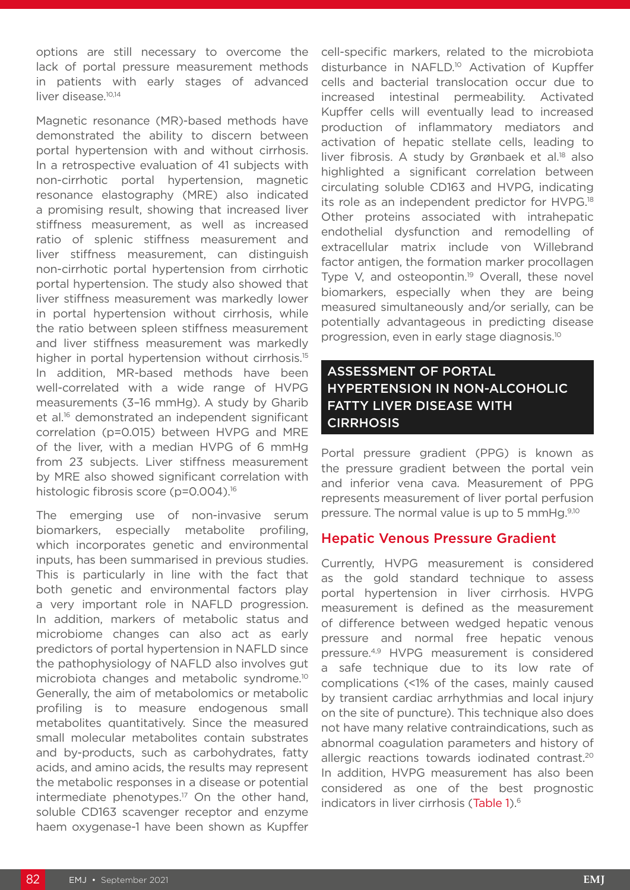options are still necessary to overcome the lack of portal pressure measurement methods in patients with early stages of advanced liver disease.[10,14]

Magnetic resonance (MR)-based methods have demonstrated the ability to discern between portal hypertension with and without cirrhosis. In a retrospective evaluation of 41 subjects with non-cirrhotic portal hypertension, magnetic resonance elastography (MRE) also indicated a promising result, showing that increased liver stiffness measurement, as well as increased ratio of splenic stiffness measurement and liver stiffness measurement, can distinguish non-cirrhotic portal hypertension from cirrhotic portal hypertension. The study also showed that liver stiffness measurement was markedly lower in portal hypertension without cirrhosis, while the ratio between spleen stiffness measurement and liver stiffness measurement was markedly higher in portal hypertension without cirrhosis.[15] In addition, MR-based methods have been well-correlated with a wide range of HVPG measurements (3–16 mmHg). A study by Gharib et al.[16] demonstrated an independent significant correlation (p=0.015) between HVPG and MRE of the liver, with a median HVPG of 6 mmHg from 23 subjects. Liver stiffness measurement by MRE also showed significant correlation with histologic fibrosis score (p=0.004).[16]

The emerging use of non-invasive serum biomarkers, especially metabolite profiling, which incorporates genetic and environmental inputs, has been summarised in previous studies. This is particularly in line with the fact that both genetic and environmental factors play a very important role in NAFLD progression. In addition, markers of metabolic status and microbiome changes can also act as early predictors of portal hypertension in NAFLD since the pathophysiology of NAFLD also involves gut microbiota changes and metabolic syndrome.[10] Generally, the aim of metabolomics or metabolic profiling is to measure endogenous small metabolites quantitatively. Since the measured small molecular metabolites contain substrates and by-products, such as carbohydrates, fatty acids, and amino acids, the results may represent the metabolic responses in a disease or potential intermediate phenotypes.[17] On the other hand, soluble CD163 scavenger receptor and enzyme haem oxygenase-1 have been shown as Kupffer cell-specific markers, related to the microbiota disturbance in NAFLD.[10] Activation of Kupffer cells and bacterial translocation occur due to increased intestinal permeability. Activated Kupffer cells will eventually lead to increased production of inflammatory mediators and activation of hepatic stellate cells, leading to liver fibrosis. A study by Grønbaek et al.[18] also highlighted a significant correlation between circulating soluble CD163 and HVPG, indicating its role as an independent predictor for HVPG.[18] Other proteins associated with intrahepatic endothelial dysfunction and remodelling of extracellular matrix include von Willebrand factor antigen, the formation marker procollagen Type V, and osteopontin.[19] Overall, these novel biomarkers, especially when they are being measured simultaneously and/or serially, can be potentially advantageous in predicting disease progression, even in early stage diagnosis.[10]

## ASSESSMENT OF PORTAL HYPERTENSION IN NON-ALCOHOLIC FATTY LIVER DISEASE WITH CIRRHOSIS

Portal pressure gradient (PPG) is known as the pressure gradient between the portal vein and inferior vena cava. Measurement of PPG represents measurement of liver portal perfusion pressure. The normal value is up to 5 mmHg.[9,10]

### Hepatic Venous Pressure Gradient

Currently, HVPG measurement is considered as the gold standard technique to assess portal hypertension in liver cirrhosis. HVPG measurement is defined as the measurement of difference between wedged hepatic venous pressure and normal free hepatic venous pressure.[4,9] HVPG measurement is considered a safe technique due to its low rate of complications (<1% of the cases, mainly caused by transient cardiac arrhythmias and local injury on the site of puncture). This technique also does not have many relative contraindications, such as abnormal coagulation parameters and history of allergic reactions towards iodinated contrast.[20] In addition, HVPG measurement has also been considered as one of the best prognostic indicators in liver cirrhosis (Table 1).[6]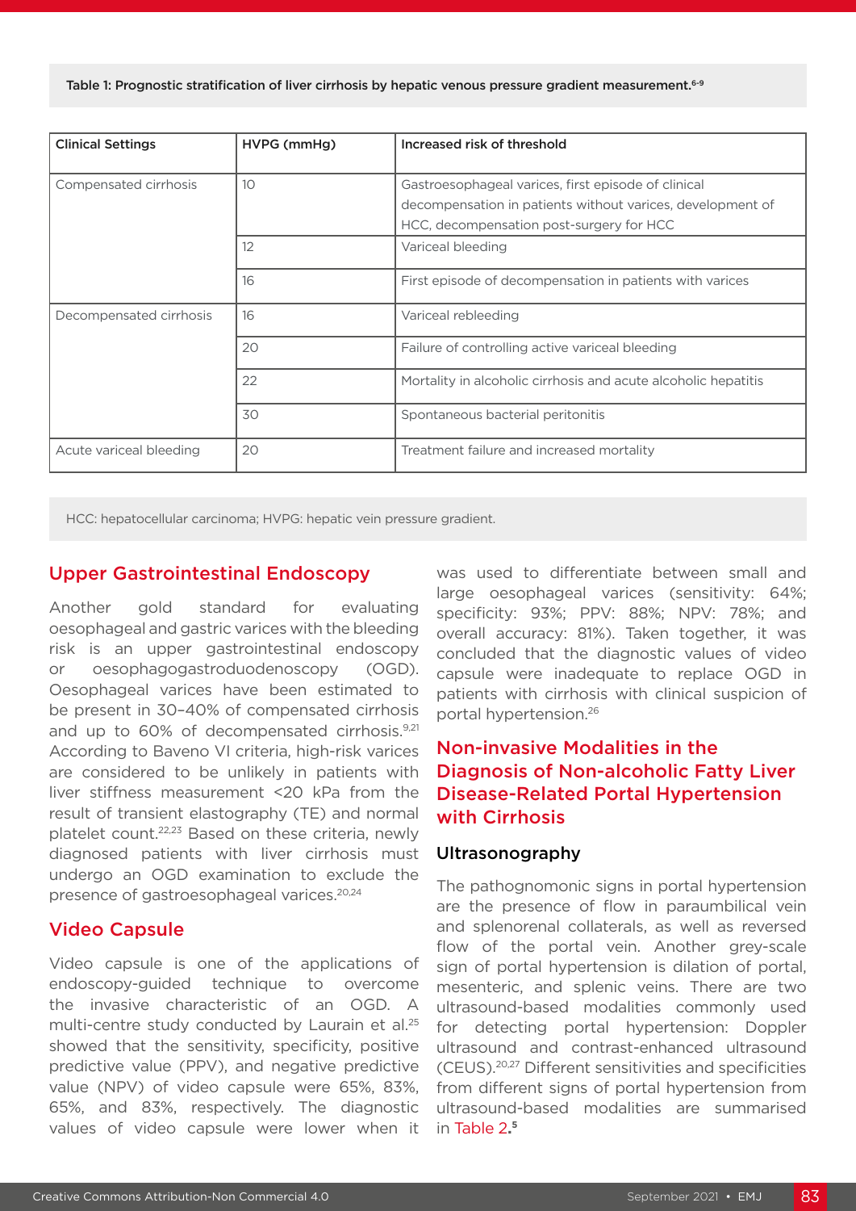Table 1: Prognostic stratification of liver cirrhosis by hepatic venous pressure gradient measurement.[6-9]

| Clinical Settings | HVPG (mmHg) | Increased risk of threshold |
|---|---|---|
| Compensated cirrhosis | 10 | Gastroesophageal varices, first episode of clinical decompensation in patients without varices, development of HCC, decompensation post-surgery for HCC |
| | 12 | Variceal bleeding |
| | 16 | First episode of decompensation in patients with varices |
| Decompensated cirrhosis | 16 | Variceal rebleeding |
| | 20 | Failure of controlling active variceal bleeding |
| | 22 | Mortality in alcoholic cirrhosis and acute alcoholic hepatitis |
| | 30 | Spontaneous bacterial peritonitis |
| Acute variceal bleeding | 20 | Treatment failure and increased mortality |

HCC: hepatocellular carcinoma; HVPG: hepatic vein pressure gradient.

## Upper Gastrointestinal Endoscopy

Another gold standard for evaluating oesophageal and gastric varices with the bleeding risk is an upper gastrointestinal endoscopy or oesophagogastroduodenoscopy (OGD). Oesophageal varices have been estimated to be present in 30–40% of compensated cirrhosis and up to 60% of decompensated cirrhosis.[9,21] According to Baveno VI criteria, high-risk varices are considered to be unlikely in patients with liver stiffness measurement <20 kPa from the result of transient elastography (TE) and normal platelet count.[22,23] Based on these criteria, newly diagnosed patients with liver cirrhosis must undergo an OGD examination to exclude the presence of gastroesophageal varices.[20,24]

## Video Capsule

Video capsule is one of the applications of endoscopy-guided technique to overcome the invasive characteristic of an OGD. A multi-centre study conducted by Laurain et al.[25] showed that the sensitivity, specificity, positive predictive value (PPV), and negative predictive value (NPV) of video capsule were 65%, 83%, 65%, and 83%, respectively. The diagnostic values of video capsule were lower when it was used to differentiate between small and large oesophageal varices (sensitivity: 64%; specificity: 93%; PPV: 88%; NPV: 78%; and overall accuracy: 81%). Taken together, it was concluded that the diagnostic values of video capsule were inadequate to replace OGD in patients with cirrhosis with clinical suspicion of portal hypertension.[26]

## Non-invasive Modalities in the Diagnosis of Non-alcoholic Fatty Liver Disease-Related Portal Hypertension with Cirrhosis

### Ultrasonography

The pathognomonic signs in portal hypertension are the presence of flow in paraumbilical vein and splenorenal collaterals, as well as reversed flow of the portal vein. Another grey-scale sign of portal hypertension is dilation of portal, mesenteric, and splenic veins. There are two ultrasound-based modalities commonly used for detecting portal hypertension: Doppler ultrasound and contrast-enhanced ultrasound (CEUS).[20,27] Different sensitivities and specificities from different signs of portal hypertension from ultrasound-based modalities are summarised in Table 2.[5]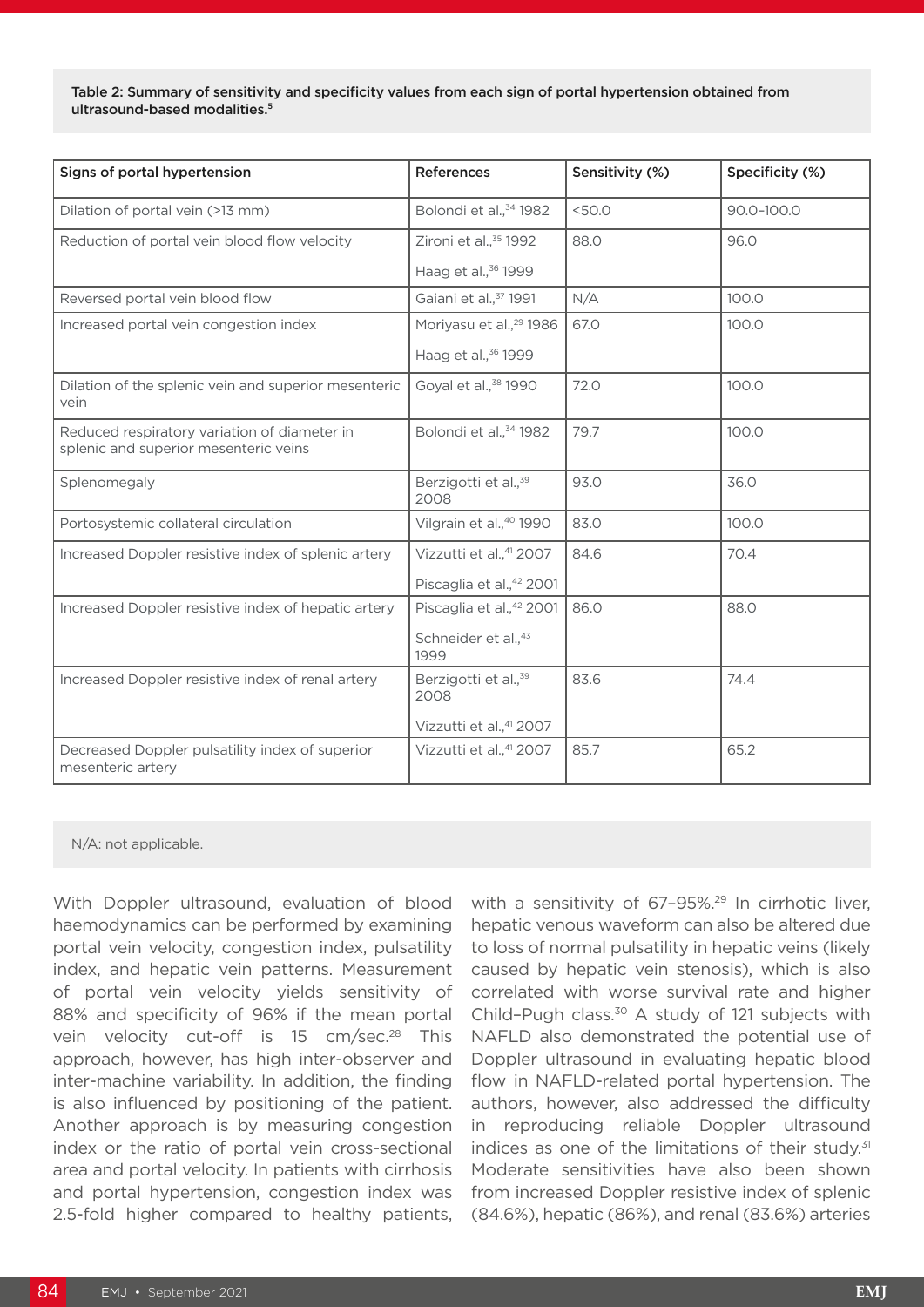Table 2: Summary of sensitivity and specificity values from each sign of portal hypertension obtained from ultrasound-based modalities.[5]

| Signs of portal hypertension | References | Sensitivity (%) | Specificity (%) |
|---|---|---|---|
| Dilation of portal vein (>13 mm) | Bolondi et al.,[34] 1982 | <50.0 | 90.0–100.0 |
| Reduction of portal vein blood flow velocity | Zironi et al.,[35] 1992<br>Haag et al.,[36] 1999 | 88.0 | 96.0 |
| Reversed portal vein blood flow | Gaiani et al.,[37] 1991 | N/A | 100.0 |
| Increased portal vein congestion index | Moriyasu et al.,[29] 1986<br>Haag et al.,[36] 1999 | 67.0 | 100.0 |
| Dilation of the splenic vein and superior mesenteric vein | Goyal et al.,[38] 1990 | 72.0 | 100.0 |
| Reduced respiratory variation of diameter in splenic and superior mesenteric veins | Bolondi et al.,[34] 1982 | 79.7 | 100.0 |
| Splenomegaly | Berzigotti et al.,[39] 2008 | 93.0 | 36.0 |
| Portosystemic collateral circulation | Vilgrain et al.,[40] 1990 | 83.0 | 100.0 |
| Increased Doppler resistive index of splenic artery | Vizzutti et al.,[41] 2007<br>Piscaglia et al.,[42] 2001 | 84.6 | 70.4 |
| Increased Doppler resistive index of hepatic artery | Piscaglia et al.,[42] 2001<br>Schneider et al.,[43] 1999 | 86.0 | 88.0 |
| Increased Doppler resistive index of renal artery | Berzigotti et al.,[39] 2008<br>Vizzutti et al.,[41] 2007 | 83.6 | 74.4 |
| Decreased Doppler pulsatility index of superior mesenteric artery | Vizzutti et al.,[41] 2007 | 85.7 | 65.2 |

N/A: not applicable.

With Doppler ultrasound, evaluation of blood haemodynamics can be performed by examining portal vein velocity, congestion index, pulsatility index, and hepatic vein patterns. Measurement of portal vein velocity yields sensitivity of 88% and specificity of 96% if the mean portal vein velocity cut-off is 15 cm/sec.[28] This approach, however, has high inter-observer and inter-machine variability. In addition, the finding is also influenced by positioning of the patient. Another approach is by measuring congestion index or the ratio of portal vein cross-sectional area and portal velocity. In patients with cirrhosis and portal hypertension, congestion index was 2.5-fold higher compared to healthy patients, with a sensitivity of 67–95%.[29] In cirrhotic liver, hepatic venous waveform can also be altered due to loss of normal pulsatility in hepatic veins (likely caused by hepatic vein stenosis), which is also correlated with worse survival rate and higher Child–Pugh class.[30] A study of 121 subjects with NAFLD also demonstrated the potential use of Doppler ultrasound in evaluating hepatic blood flow in NAFLD-related portal hypertension. The authors, however, also addressed the difficulty in reproducing reliable Doppler ultrasound indices as one of the limitations of their study.[31] Moderate sensitivities have also been shown from increased Doppler resistive index of splenic (84.6%), hepatic (86%), and renal (83.6%) arteries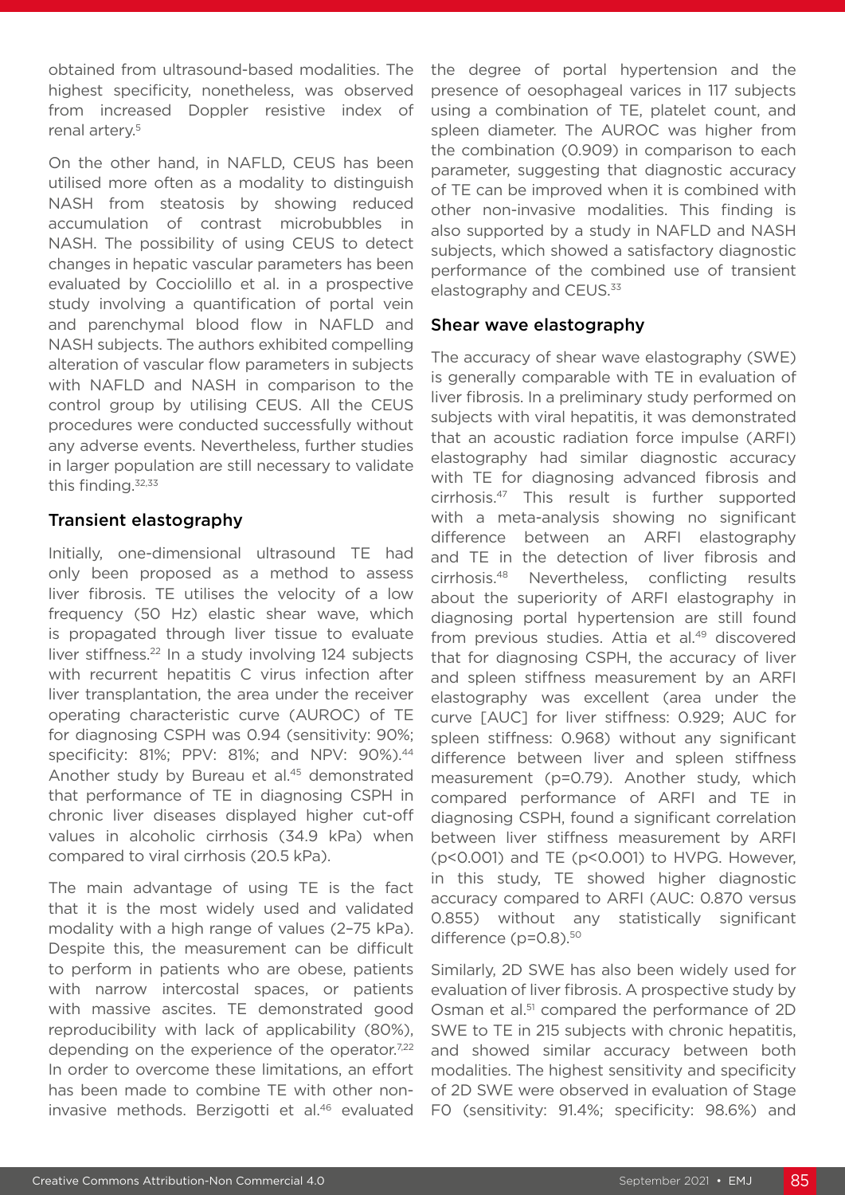obtained from ultrasound-based modalities. The highest specificity, nonetheless, was observed from increased Doppler resistive index of renal artery.[5]

On the other hand, in NAFLD, CEUS has been utilised more often as a modality to distinguish NASH from steatosis by showing reduced accumulation of contrast microbubbles in NASH. The possibility of using CEUS to detect changes in hepatic vascular parameters has been evaluated by Cocciolillo et al. in a prospective study involving a quantification of portal vein and parenchymal blood flow in NAFLD and NASH subjects. The authors exhibited compelling alteration of vascular flow parameters in subjects with NAFLD and NASH in comparison to the control group by utilising CEUS. All the CEUS procedures were conducted successfully without any adverse events. Nevertheless, further studies in larger population are still necessary to validate this finding.[32,33]

## Transient elastography

Initially, one-dimensional ultrasound TE had only been proposed as a method to assess liver fibrosis. TE utilises the velocity of a low frequency (50 Hz) elastic shear wave, which is propagated through liver tissue to evaluate liver stiffness.[22] In a study involving 124 subjects with recurrent hepatitis C virus infection after liver transplantation, the area under the receiver operating characteristic curve (AUROC) of TE for diagnosing CSPH was 0.94 (sensitivity: 90%; specificity: 81%; PPV: 81%; and NPV: 90%).[44] Another study by Bureau et al.[45] demonstrated that performance of TE in diagnosing CSPH in chronic liver diseases displayed higher cut-off values in alcoholic cirrhosis (34.9 kPa) when compared to viral cirrhosis (20.5 kPa).

The main advantage of using TE is the fact that it is the most widely used and validated modality with a high range of values (2–75 kPa). Despite this, the measurement can be difficult to perform in patients who are obese, patients with narrow intercostal spaces, or patients with massive ascites. TE demonstrated good reproducibility with lack of applicability (80%), depending on the experience of the operator.[7,22] In order to overcome these limitations, an effort has been made to combine TE with other non-invasive methods. Berzigotti et al.[46] evaluated the degree of portal hypertension and the presence of oesophageal varices in 117 subjects using a combination of TE, platelet count, and spleen diameter. The AUROC was higher from the combination (0.909) in comparison to each parameter, suggesting that diagnostic accuracy of TE can be improved when it is combined with other non-invasive modalities. This finding is also supported by a study in NAFLD and NASH subjects, which showed a satisfactory diagnostic performance of the combined use of transient elastography and CEUS.[33]

## Shear wave elastography

The accuracy of shear wave elastography (SWE) is generally comparable with TE in evaluation of liver fibrosis. In a preliminary study performed on subjects with viral hepatitis, it was demonstrated that an acoustic radiation force impulse (ARFI) elastography had similar diagnostic accuracy with TE for diagnosing advanced fibrosis and cirrhosis.[47] This result is further supported with a meta-analysis showing no significant difference between an ARFI elastography and TE in the detection of liver fibrosis and cirrhosis.[48] Nevertheless, conflicting results about the superiority of ARFI elastography in diagnosing portal hypertension are still found from previous studies. Attia et al.[49] discovered that for diagnosing CSPH, the accuracy of liver and spleen stiffness measurement by an ARFI elastography was excellent (area under the curve [AUC] for liver stiffness: 0.929; AUC for spleen stiffness: 0.968) without any significant difference between liver and spleen stiffness measurement ($p=0.79$). Another study, which compared performance of ARFI and TE in diagnosing CSPH, found a significant correlation between liver stiffness measurement by ARFI ($p<0.001$) and TE ($p<0.001$) to HVPG. However, in this study, TE showed higher diagnostic accuracy compared to ARFI (AUC: 0.870 versus 0.855) without any statistically significant difference ($p=0.8$).[50]

Similarly, 2D SWE has also been widely used for evaluation of liver fibrosis. A prospective study by Osman et al.[51] compared the performance of 2D SWE to TE in 215 subjects with chronic hepatitis, and showed similar accuracy between both modalities. The highest sensitivity and specificity of 2D SWE were observed in evaluation of Stage F0 (sensitivity: 91.4%; specificity: 98.6%) and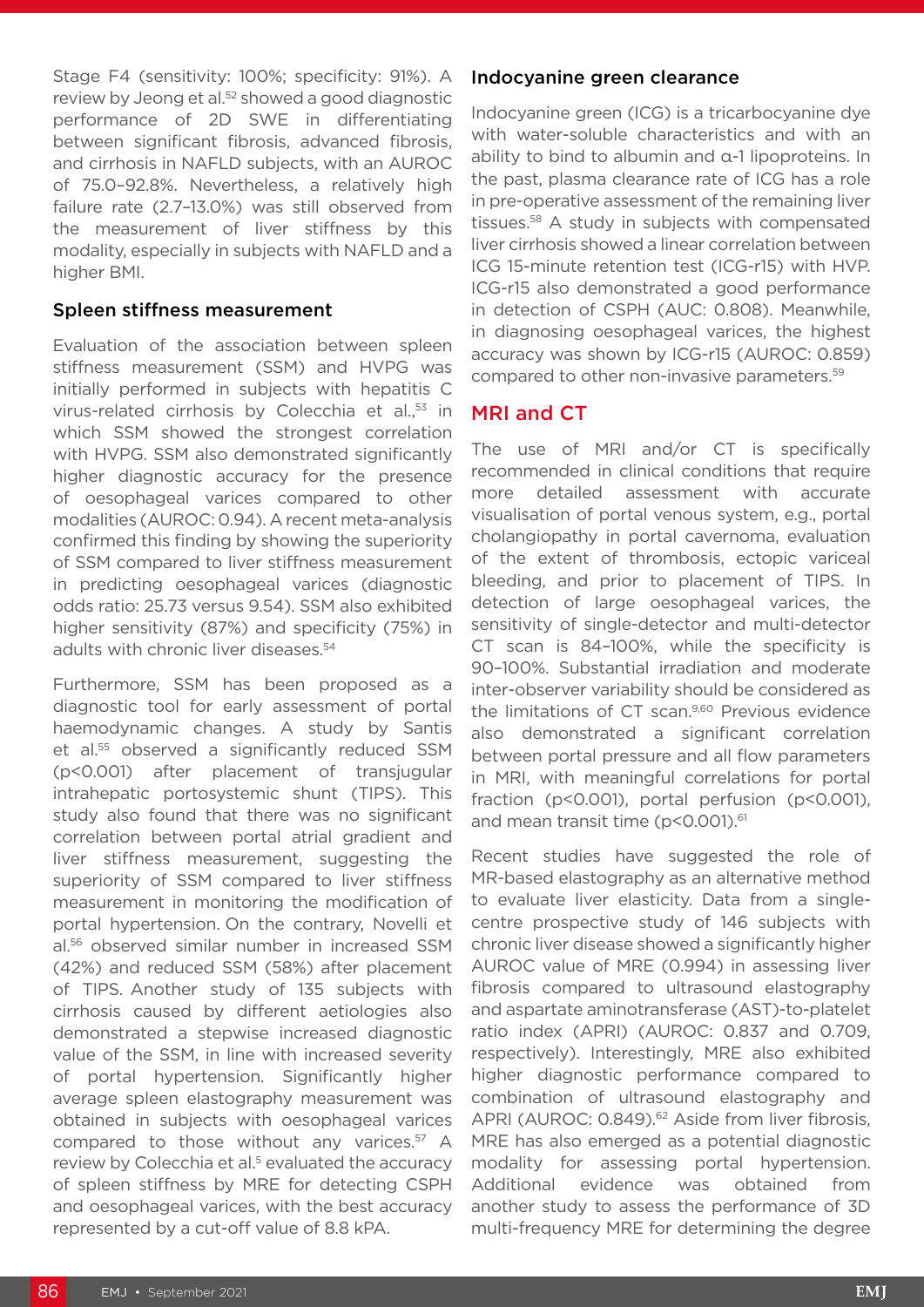Stage F4 (sensitivity: 100%; specificity: 91%). A review by Jeong et al.[52] showed a good diagnostic performance of 2D SWE in differentiating between significant fibrosis, advanced fibrosis, and cirrhosis in NAFLD subjects, with an AUROC of 75.0–92.8%. Nevertheless, a relatively high failure rate (2.7–13.0%) was still observed from the measurement of liver stiffness by this modality, especially in subjects with NAFLD and a higher BMI.

### Spleen stiffness measurement

Evaluation of the association between spleen stiffness measurement (SSM) and HVPG was initially performed in subjects with hepatitis C virus-related cirrhosis by Colecchia et al.,[53] in which SSM showed the strongest correlation with HVPG. SSM also demonstrated significantly higher diagnostic accuracy for the presence of oesophageal varices compared to other modalities (AUROC: 0.94). A recent meta-analysis confirmed this finding by showing the superiority of SSM compared to liver stiffness measurement in predicting oesophageal varices (diagnostic odds ratio: 25.73 versus 9.54). SSM also exhibited higher sensitivity (87%) and specificity (75%) in adults with chronic liver diseases.[54]

Furthermore, SSM has been proposed as a diagnostic tool for early assessment of portal haemodynamic changes. A study by Santis et al.[55] observed a significantly reduced SSM ($p<0.001$) after placement of transjugular intrahepatic portosystemic shunt (TIPS). This study also found that there was no significant correlation between portal atrial gradient and liver stiffness measurement, suggesting the superiority of SSM compared to liver stiffness measurement in monitoring the modification of portal hypertension. On the contrary, Novelli et al.[56] observed similar number in increased SSM (42%) and reduced SSM (58%) after placement of TIPS. Another study of 135 subjects with cirrhosis caused by different aetiologies also demonstrated a stepwise increased diagnostic value of the SSM, in line with increased severity of portal hypertension. Significantly higher average spleen elastography measurement was obtained in subjects with oesophageal varices compared to those without any varices.[57] A review by Colecchia et al.[5] evaluated the accuracy of spleen stiffness by MRE for detecting CSPH and oesophageal varices, with the best accuracy represented by a cut-off value of 8.8 kPA.

### Indocyanine green clearance

Indocyanine green (ICG) is a tricarbocyanine dye with water-soluble characteristics and with an ability to bind to albumin and α-1 lipoproteins. In the past, plasma clearance rate of ICG has a role in pre-operative assessment of the remaining liver tissues.[58] A study in subjects with compensated liver cirrhosis showed a linear correlation between ICG 15-minute retention test (ICG-r15) with HVP. ICG-r15 also demonstrated a good performance in detection of CSPH (AUC: 0.808). Meanwhile, in diagnosing oesophageal varices, the highest accuracy was shown by ICG-r15 (AUROC: 0.859) compared to other non-invasive parameters.[59]

## MRI and CT

The use of MRI and/or CT is specifically recommended in clinical conditions that require more detailed assessment with accurate visualisation of portal venous system, e.g., portal cholangiopathy in portal cavernoma, evaluation of the extent of thrombosis, ectopic variceal bleeding, and prior to placement of TIPS. In detection of large oesophageal varices, the sensitivity of single-detector and multi-detector CT scan is 84–100%, while the specificity is 90–100%. Substantial irradiation and moderate inter-observer variability should be considered as the limitations of CT scan.[9,60] Previous evidence also demonstrated a significant correlation between portal pressure and all flow parameters in MRI, with meaningful correlations for portal fraction ($p<0.001$), portal perfusion ($p<0.001$), and mean transit time ($p<0.001$).[61]

Recent studies have suggested the role of MR-based elastography as an alternative method to evaluate liver elasticity. Data from a single-centre prospective study of 146 subjects with chronic liver disease showed a significantly higher AUROC value of MRE (0.994) in assessing liver fibrosis compared to ultrasound elastography and aspartate aminotransferase (AST)-to-platelet ratio index (APRI) (AUROC: 0.837 and 0.709, respectively). Interestingly, MRE also exhibited higher diagnostic performance compared to combination of ultrasound elastography and APRI (AUROC: 0.849).[62] Aside from liver fibrosis, MRE has also emerged as a potential diagnostic modality for assessing portal hypertension. Additional evidence was obtained from another study to assess the performance of 3D multi-frequency MRE for determining the degree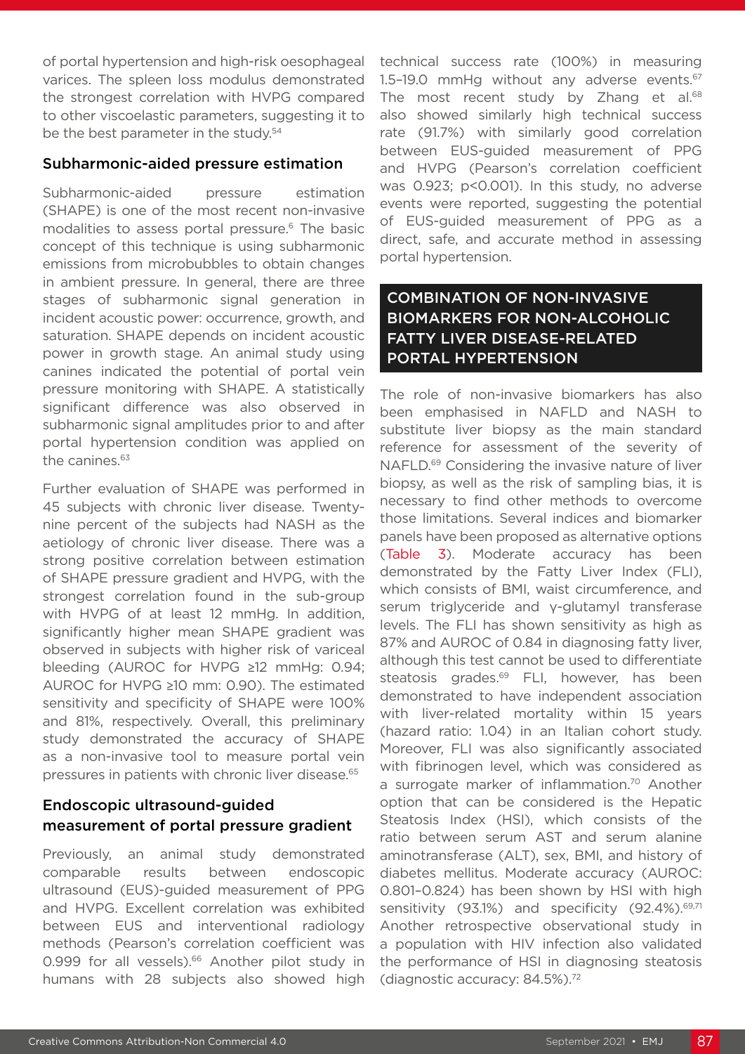of portal hypertension and high-risk oesophageal varices. The spleen loss modulus demonstrated the strongest correlation with HVPG compared to other viscoelastic parameters, suggesting it to be the best parameter in the study.[54]

### Subharmonic-aided pressure estimation

Subharmonic-aided pressure estimation (SHAPE) is one of the most recent non-invasive modalities to assess portal pressure.[6] The basic concept of this technique is using subharmonic emissions from microbubbles to obtain changes in ambient pressure. In general, there are three stages of subharmonic signal generation in incident acoustic power: occurrence, growth, and saturation. SHAPE depends on incident acoustic power in growth stage. An animal study using canines indicated the potential of portal vein pressure monitoring with SHAPE. A statistically significant difference was also observed in subharmonic signal amplitudes prior to and after portal hypertension condition was applied on the canines.[63]

Further evaluation of SHAPE was performed in 45 subjects with chronic liver disease. Twenty-nine percent of the subjects had NASH as the aetiology of chronic liver disease. There was a strong positive correlation between estimation of SHAPE pressure gradient and HVPG, with the strongest correlation found in the sub-group with HVPG of at least 12 mmHg. In addition, significantly higher mean SHAPE gradient was observed in subjects with higher risk of variceal bleeding (AUROC for HVPG ≥12 mmHg: 0.94; AUROC for HVPG ≥10 mm: 0.90). The estimated sensitivity and specificity of SHAPE were 100% and 81%, respectively. Overall, this preliminary study demonstrated the accuracy of SHAPE as a non-invasive tool to measure portal vein pressures in patients with chronic liver disease.[65]

### Endoscopic ultrasound-guided measurement of portal pressure gradient

Previously, an animal study demonstrated comparable results between endoscopic ultrasound (EUS)-guided measurement of PPG and HVPG. Excellent correlation was exhibited between EUS and interventional radiology methods (Pearson's correlation coefficient was 0.999 for all vessels).[66] Another pilot study in humans with 28 subjects also showed high technical success rate (100%) in measuring 1.5–19.0 mmHg without any adverse events.[67] The most recent study by Zhang et al.[68] also showed similarly high technical success rate (91.7%) with similarly good correlation between EUS-guided measurement of PPG and HVPG (Pearson's correlation coefficient was 0.923; $p<0.001$). In this study, no adverse events were reported, suggesting the potential of EUS-guided measurement of PPG as a direct, safe, and accurate method in assessing portal hypertension.

## COMBINATION OF NON-INVASIVE BIOMARKERS FOR NON-ALCOHOLIC FATTY LIVER DISEASE-RELATED PORTAL HYPERTENSION

The role of non-invasive biomarkers has also been emphasised in NAFLD and NASH to substitute liver biopsy as the main standard reference for assessment of the severity of NAFLD.[69] Considering the invasive nature of liver biopsy, as well as the risk of sampling bias, it is necessary to find other methods to overcome those limitations. Several indices and biomarker panels have been proposed as alternative options (Table 3). Moderate accuracy has been demonstrated by the Fatty Liver Index (FLI), which consists of BMI, waist circumference, and serum triglyceride and γ-glutamyl transferase levels. The FLI has shown sensitivity as high as 87% and AUROC of 0.84 in diagnosing fatty liver, although this test cannot be used to differentiate steatosis grades.[69] FLI, however, has been demonstrated to have independent association with liver-related mortality within 15 years (hazard ratio: 1.04) in an Italian cohort study. Moreover, FLI was also significantly associated with fibrinogen level, which was considered as a surrogate marker of inflammation.[70] Another option that can be considered is the Hepatic Steatosis Index (HSI), which consists of the ratio between serum AST and serum alanine aminotransferase (ALT), sex, BMI, and history of diabetes mellitus. Moderate accuracy (AUROC: 0.801–0.824) has been shown by HSI with high sensitivity (93.1%) and specificity (92.4%).[69,71] Another retrospective observational study in a population with HIV infection also validated the performance of HSI in diagnosing steatosis (diagnostic accuracy: 84.5%).[72]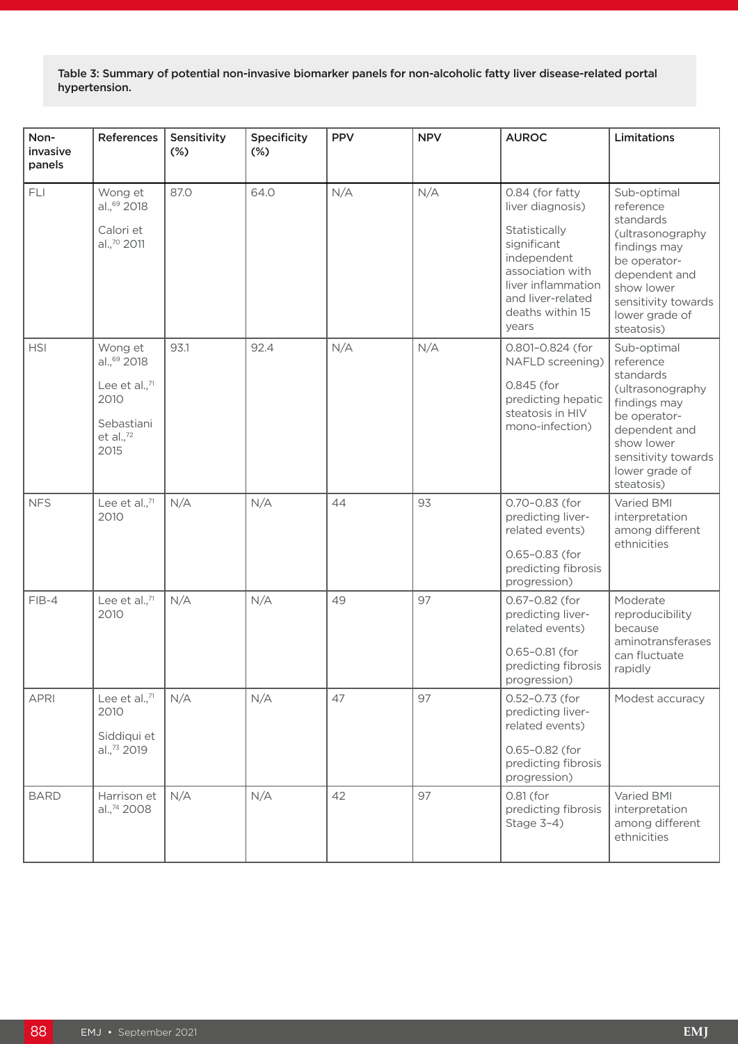**Table 3: Summary of potential non-invasive biomarker panels for non-alcoholic fatty liver disease-related portal hypertension.**

| Non-invasive panels | References | Sensitivity (%) | Specificity (%) | PPV | NPV | AUROC | Limitations |
|---|---|---|---|---|---|---|---|
| FLI | Wong et al.,[69] 2018<br><br>Calori et al.,[70] 2011 | 87.0 | 64.0 | N/A | N/A | 0.84 (for fatty liver diagnosis)<br><br>Statistically significant independent association with liver inflammation and liver-related deaths within 15 years | Sub-optimal reference standards (ultrasonography findings may be operator-dependent and show lower sensitivity towards lower grade of steatosis) |
| HSI | Wong et al.,[69] 2018<br><br>Lee et al.,[71] 2010<br><br>Sebastiani et al.,[72] 2015 | 93.1 | 92.4 | N/A | N/A | 0.801–0.824 (for NAFLD screening)<br><br>0.845 (for predicting hepatic steatosis in HIV mono-infection) | Sub-optimal reference standards (ultrasonography findings may be operator-dependent and show lower sensitivity towards lower grade of steatosis) |
| NFS | Lee et al.,[71] 2010 | N/A | N/A | 44 | 93 | 0.70–0.83 (for predicting liver-related events)<br><br>0.65–0.83 (for predicting fibrosis progression) | Varied BMI interpretation among different ethnicities |
| FIB-4 | Lee et al.,[71] 2010 | N/A | N/A | 49 | 97 | 0.67–0.82 (for predicting liver-related events)<br><br>0.65–0.81 (for predicting fibrosis progression) | Moderate reproducibility because aminotransferases can fluctuate rapidly |
| APRI | Lee et al.,[71] 2010<br><br>Siddiqui et al.,[73] 2019 | N/A | N/A | 47 | 97 | 0.52–0.73 (for predicting liver-related events)<br><br>0.65–0.82 (for predicting fibrosis progression) | Modest accuracy |
| BARD | Harrison et al.,[74] 2008 | N/A | N/A | 42 | 97 | 0.81 (for predicting fibrosis Stage 3–4) | Varied BMI interpretation among different ethnicities |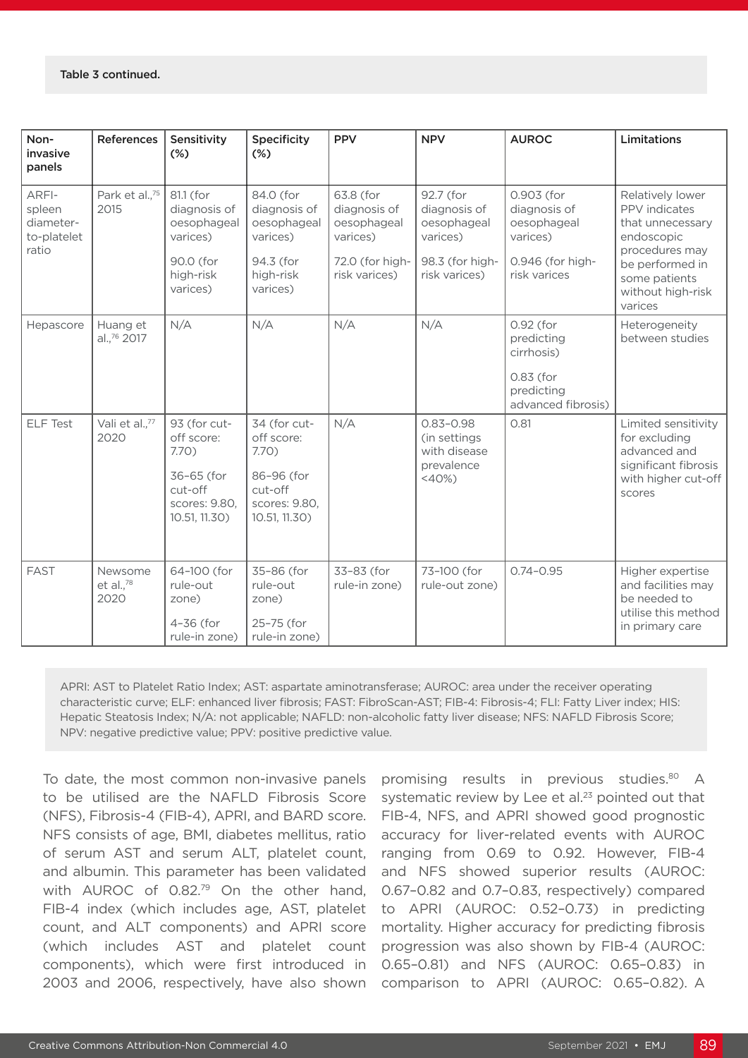Table 3 continued.

| Non-invasive panels | References | Sensitivity (%) | Specificity (%) | PPV | NPV | AUROC | Limitations |
|---|---|---|---|---|---|---|---|
| ARFI-spleen diameter-to-platelet ratio | Park et al.,[75] 2015 | 81.1 (for diagnosis of oesophageal varices)<br><br>90.0 (for high-risk varices) | 84.0 (for diagnosis of oesophageal varices)<br><br>94.3 (for high-risk varices) | 63.8 (for diagnosis of oesophageal varices)<br><br>72.0 (for high-risk varices) | 92.7 (for diagnosis of oesophageal varices)<br><br>98.3 (for high-risk varices) | 0.903 (for diagnosis of oesophageal varices)<br><br>0.946 (for high-risk varices | Relatively lower PPV indicates that unnecessary endoscopic procedures may be performed in some patients without high-risk varices |
| Hepascore | Huang et al.,[76] 2017 | N/A | N/A | N/A | N/A | 0.92 (for predicting cirrhosis)<br><br>0.83 (for predicting advanced fibrosis) | Heterogeneity between studies |
| ELF Test | Vali et al.,[77] 2020 | 93 (for cut-off score: 7.70)<br><br>36–65 (for cut-off scores: 9.80, 10.51, 11.30) | 34 (for cut-off score: 7.70)<br><br>86–96 (for cut-off scores: 9.80, 10.51, 11.30) | N/A | 0.83–0.98 (in settings with disease prevalence <40%) | 0.81 | Limited sensitivity for excluding advanced and significant fibrosis with higher cut-off scores |
| FAST | Newsome et al.,[78] 2020 | 64–100 (for rule-out zone)<br><br>4–36 (for rule-in zone) | 35–86 (for rule-out zone)<br><br>25–75 (for rule-in zone) | 33–83 (for rule-in zone) | 73–100 (for rule-out zone) | 0.74–0.95 | Higher expertise and facilities may be needed to utilise this method in primary care |

APRI: AST to Platelet Ratio Index; AST: aspartate aminotransferase; AUROC: area under the receiver operating characteristic curve; ELF: enhanced liver fibrosis; FAST: FibroScan-AST; FIB-4: Fibrosis-4; FLI: Fatty Liver index; HIS: Hepatic Steatosis Index; N/A: not applicable; NAFLD: non-alcoholic fatty liver disease; NFS: NAFLD Fibrosis Score; NPV: negative predictive value; PPV: positive predictive value.

To date, the most common non-invasive panels to be utilised are the NAFLD Fibrosis Score (NFS), Fibrosis-4 (FIB-4), APRI, and BARD score. NFS consists of age, BMI, diabetes mellitus, ratio of serum AST and serum ALT, platelet count, and albumin. This parameter has been validated with AUROC of 0.82.[79] On the other hand, FIB-4 index (which includes age, AST, platelet count, and ALT components) and APRI score (which includes AST and platelet count components), which were first introduced in 2003 and 2006, respectively, have also shown promising results in previous studies.[80] A systematic review by Lee et al.[23] pointed out that FIB-4, NFS, and APRI showed good prognostic accuracy for liver-related events with AUROC ranging from 0.69 to 0.92. However, FIB-4 and NFS showed superior results (AUROC: 0.67–0.82 and 0.7–0.83, respectively) compared to APRI (AUROC: 0.52–0.73) in predicting mortality. Higher accuracy for predicting fibrosis progression was also shown by FIB-4 (AUROC: 0.65–0.81) and NFS (AUROC: 0.65–0.83) in comparison to APRI (AUROC: 0.65–0.82). A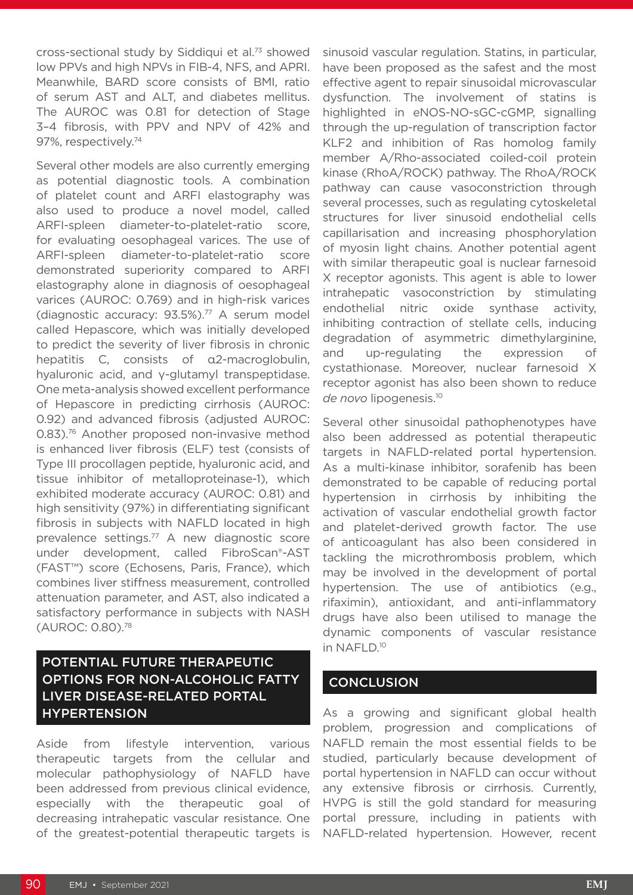cross-sectional study by Siddiqui et al.[73] showed low PPVs and high NPVs in FIB-4, NFS, and APRI. Meanwhile, BARD score consists of BMI, ratio of serum AST and ALT, and diabetes mellitus. The AUROC was 0.81 for detection of Stage 3–4 fibrosis, with PPV and NPV of 42% and 97%, respectively.[74]

Several other models are also currently emerging as potential diagnostic tools. A combination of platelet count and ARFI elastography was also used to produce a novel model, called ARFI-spleen diameter-to-platelet-ratio score, for evaluating oesophageal varices. The use of ARFI-spleen diameter-to-platelet-ratio score demonstrated superiority compared to ARFI elastography alone in diagnosis of oesophageal varices (AUROC: 0.769) and in high-risk varices (diagnostic accuracy: 93.5%).[77] A serum model called Hepascore, which was initially developed to predict the severity of liver fibrosis in chronic hepatitis C, consists of α2-macroglobulin, hyaluronic acid, and γ-glutamyl transpeptidase. One meta-analysis showed excellent performance of Hepascore in predicting cirrhosis (AUROC: 0.92) and advanced fibrosis (adjusted AUROC: 0.83).[76] Another proposed non-invasive method is enhanced liver fibrosis (ELF) test (consists of Type III procollagen peptide, hyaluronic acid, and tissue inhibitor of metalloproteinase-1), which exhibited moderate accuracy (AUROC: 0.81) and high sensitivity (97%) in differentiating significant fibrosis in subjects with NAFLD located in high prevalence settings.[77] A new diagnostic score under development, called FibroScan®-AST (FAST™) score (Echosens, Paris, France), which combines liver stiffness measurement, controlled attenuation parameter, and AST, also indicated a satisfactory performance in subjects with NASH (AUROC: 0.80).[78]

## POTENTIAL FUTURE THERAPEUTIC OPTIONS FOR NON-ALCOHOLIC FATTY LIVER DISEASE-RELATED PORTAL HYPERTENSION

Aside from lifestyle intervention, various therapeutic targets from the cellular and molecular pathophysiology of NAFLD have been addressed from previous clinical evidence, especially with the therapeutic goal of decreasing intrahepatic vascular resistance. One of the greatest-potential therapeutic targets is sinusoid vascular regulation. Statins, in particular, have been proposed as the safest and the most effective agent to repair sinusoidal microvascular dysfunction. The involvement of statins is highlighted in eNOS-NO-sGC-cGMP, signalling through the up-regulation of transcription factor KLF2 and inhibition of Ras homolog family member A/Rho-associated coiled-coil protein kinase (RhoA/ROCK) pathway. The RhoA/ROCK pathway can cause vasoconstriction through several processes, such as regulating cytoskeletal structures for liver sinusoid endothelial cells capillarisation and increasing phosphorylation of myosin light chains. Another potential agent with similar therapeutic goal is nuclear farnesoid X receptor agonists. This agent is able to lower intrahepatic vasoconstriction by stimulating endothelial nitric oxide synthase activity, inhibiting contraction of stellate cells, inducing degradation of asymmetric dimethylarginine, and up-regulating the expression of cystathionase. Moreover, nuclear farnesoid X receptor agonist has also been shown to reduce *de novo* lipogenesis.[10]

Several other sinusoidal pathophenotypes have also been addressed as potential therapeutic targets in NAFLD-related portal hypertension. As a multi-kinase inhibitor, sorafenib has been demonstrated to be capable of reducing portal hypertension in cirrhosis by inhibiting the activation of vascular endothelial growth factor and platelet-derived growth factor. The use of anticoagulant has also been considered in tackling the microthrombosis problem, which may be involved in the development of portal hypertension. The use of antibiotics (e.g., rifaximin), antioxidant, and anti-inflammatory drugs have also been utilised to manage the dynamic components of vascular resistance in NAFLD.[10]

## CONCLUSION

As a growing and significant global health problem, progression and complications of NAFLD remain the most essential fields to be studied, particularly because development of portal hypertension in NAFLD can occur without any extensive fibrosis or cirrhosis. Currently, HVPG is still the gold standard for measuring portal pressure, including in patients with NAFLD-related hypertension. However, recent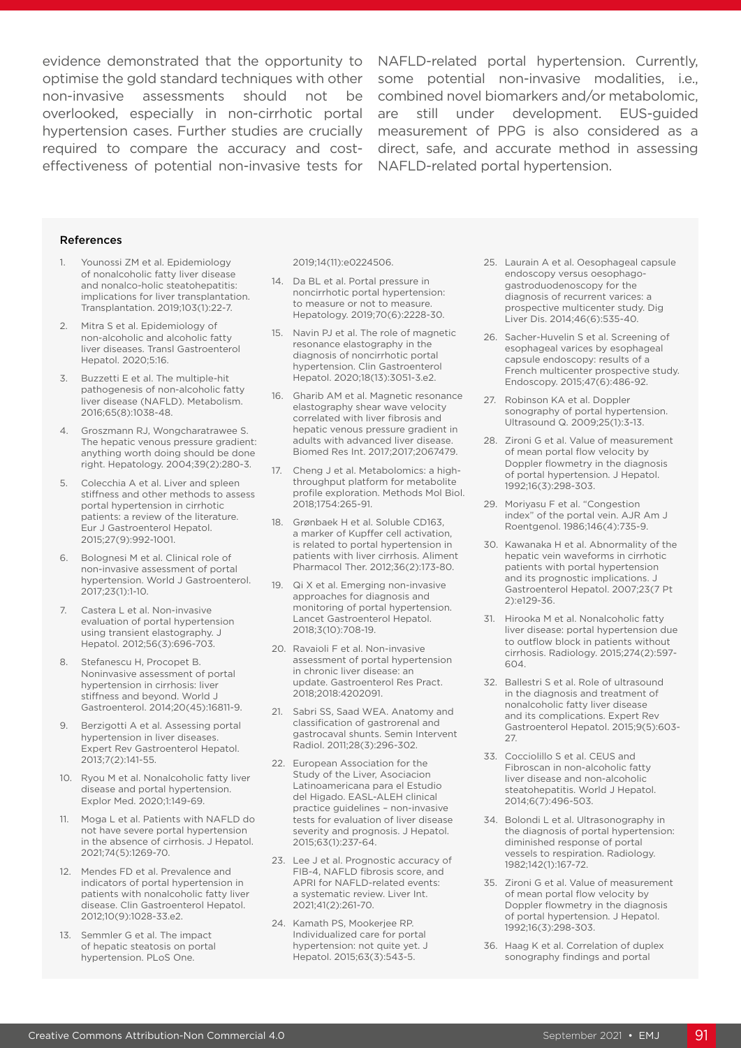evidence demonstrated that the opportunity to optimise the gold standard techniques with other non-invasive assessments should not be overlooked, especially in non-cirrhotic portal hypertension cases. Further studies are crucially required to compare the accuracy and cost-effectiveness of potential non-invasive tests for NAFLD-related portal hypertension. Currently, some potential non-invasive modalities, i.e., combined novel biomarkers and/or metabolomic, are still under development. EUS-guided measurement of PPG is also considered as a direct, safe, and accurate method in assessing NAFLD-related portal hypertension.

## References

1. Younossi ZM et al. Epidemiology of nonalcoholic fatty liver disease and nonalco-holic steatohepatitis: implications for liver transplantation. Transplantation. 2019;103(1):22-7.
2. Mitra S et al. Epidemiology of non-alcoholic and alcoholic fatty liver diseases. Transl Gastroenterol Hepatol. 2020;5:16.
3. Buzzetti E et al. The multiple-hit pathogenesis of non-alcoholic fatty liver disease (NAFLD). Metabolism. 2016;65(8):1038-48.
4. Groszmann RJ, Wongcharatrawee S. The hepatic venous pressure gradient: anything worth doing should be done right. Hepatology. 2004;39(2):280-3.
5. Colecchia A et al. Liver and spleen stiffness and other methods to assess portal hypertension in cirrhotic patients: a review of the literature. Eur J Gastroenterol Hepatol. 2015;27(9):992-1001.
6. Bolognesi M et al. Clinical role of non-invasive assessment of portal hypertension. World J Gastroenterol. 2017;23(1):1-10.
7. Castera L et al. Non-invasive evaluation of portal hypertension using transient elastography. J Hepatol. 2012;56(3):696-703.
8. Stefanescu H, Procopet B. Noninvasive assessment of portal hypertension in cirrhosis: liver stiffness and beyond. World J Gastroenterol. 2014;20(45):16811-9.
9. Berzigotti A et al. Assessing portal hypertension in liver diseases. Expert Rev Gastroenterol Hepatol. 2013;7(2):141-55.
10. Ryou M et al. Nonalcoholic fatty liver disease and portal hypertension. Explor Med. 2020;1:149-69.
11. Moga L et al. Patients with NAFLD do not have severe portal hypertension in the absence of cirrhosis. J Hepatol. 2021;74(5):1269-70.
12. Mendes FD et al. Prevalence and indicators of portal hypertension in patients with nonalcoholic fatty liver disease. Clin Gastroenterol Hepatol. 2012;10(9):1028-33.e2.
13. Semmler G et al. The impact of hepatic steatosis on portal hypertension. PLoS One. 2019;14(11):e0224506.
14. Da BL et al. Portal pressure in noncirrhotic portal hypertension: to measure or not to measure. Hepatology. 2019;70(6):2228-30.
15. Navin PJ et al. The role of magnetic resonance elastography in the diagnosis of noncirrhotic portal hypertension. Clin Gastroenterol Hepatol. 2020;18(13):3051-3.e2.
16. Gharib AM et al. Magnetic resonance elastography shear wave velocity correlated with liver fibrosis and hepatic venous pressure gradient in adults with advanced liver disease. Biomed Res Int. 2017;2017:2067479.
17. Cheng J et al. Metabolomics: a high-throughput platform for metabolite profile exploration. Methods Mol Biol. 2018;1754:265-91.
18. Grønbaek H et al. Soluble CD163, a marker of Kupffer cell activation, is related to portal hypertension in patients with liver cirrhosis. Aliment Pharmacol Ther. 2012;36(2):173-80.
19. Qi X et al. Emerging non-invasive approaches for diagnosis and monitoring of portal hypertension. Lancet Gastroenterol Hepatol. 2018;3(10):708-19.
20. Ravaioli F et al. Non-invasive assessment of portal hypertension in chronic liver disease: an update. Gastroenterol Res Pract. 2018;2018:4202091.
21. Sabri SS, Saad WEA. Anatomy and classification of gastrorenal and gastrocaval shunts. Semin Intervent Radiol. 2011;28(3):296-302.
22. European Association for the Study of the Liver, Asociacion Latinoamericana para el Estudio del Higado. EASL-ALEH clinical practice guidelines – non-invasive tests for evaluation of liver disease severity and prognosis. J Hepatol. 2015;63(1):237-64.
23. Lee J et al. Prognostic accuracy of FIB-4, NAFLD fibrosis score, and APRI for NAFLD-related events: a systematic review. Liver Int. 2021;41(2):261-70.
24. Kamath PS, Mookerjee RP. Individualized care for portal hypertension: not quite yet. J Hepatol. 2015;63(3):543-5.
25. Laurain A et al. Oesophageal capsule endoscopy versus oesophago-gastroduodenoscopy for the diagnosis of recurrent varices: a prospective multicenter study. Dig Liver Dis. 2014;46(6):535-40.
26. Sacher-Huvelin S et al. Screening of esophageal varices by esophageal capsule endoscopy: results of a French multicenter prospective study. Endoscopy. 2015;47(6):486-92.
27. Robinson KA et al. Doppler sonography of portal hypertension. Ultrasound Q. 2009;25(1):3-13.
28. Zironi G et al. Value of measurement of mean portal flow velocity by Doppler flowmetry in the diagnosis of portal hypertension. J Hepatol. 1992;16(3):298-303.
29. Moriyasu F et al. "Congestion index" of the portal vein. AJR Am J Roentgenol. 1986;146(4):735-9.
30. Kawanaka H et al. Abnormality of the hepatic vein waveforms in cirrhotic patients with portal hypertension and its prognostic implications. J Gastroenterol Hepatol. 2007;23(7 Pt 2):e129-36.
31. Hirooka M et al. Nonalcoholic fatty liver disease: portal hypertension due to outflow block in patients without cirrhosis. Radiology. 2015;274(2):597-604.
32. Ballestri S et al. Role of ultrasound in the diagnosis and treatment of nonalcoholic fatty liver disease and its complications. Expert Rev Gastroenterol Hepatol. 2015;9(5):603-27.
33. Cocciolillo S et al. CEUS and Fibroscan in non-alcoholic fatty liver disease and non-alcoholic steatohepatitis. World J Hepatol. 2014;6(7):496-503.
34. Bolondi L et al. Ultrasonography in the diagnosis of portal hypertension: diminished response of portal vessels to respiration. Radiology. 1982;142(1):167-72.
35. Zironi G et al. Value of measurement of mean portal flow velocity by Doppler flowmetry in the diagnosis of portal hypertension. J Hepatol. 1992;16(3):298-303.
36. Haag K et al. Correlation of duplex sonography findings and portal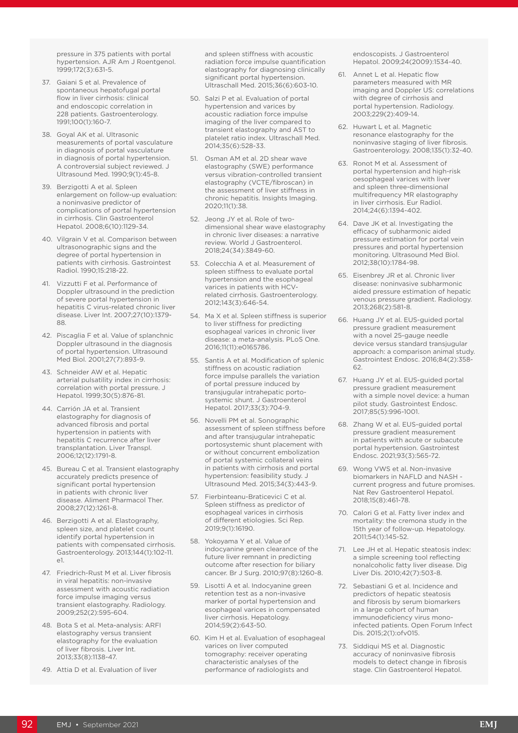pressure in 375 patients with portal hypertension. AJR Am J Roentgenol. 1999;172(3):631-5.

37. Gaiani S et al. Prevalence of spontaneous hepatofugal portal flow in liver cirrhosis: clinical and endoscopic correlation in 228 patients. Gastroenterology. 1991;100(1):160-7.

38. Goyal AK et al. Ultrasonic measurements of portal vasculature in diagnosis of portal vasculature in diagnosis of portal hypertension. A controversial subject reviewed. J Ultrasound Med. 1990;9(1):45-8.

39. Berzigotti A et al. Spleen enlargement on follow-up evaluation: a noninvasive predictor of complications of portal hypertension in cirrhosis. Clin Gastroenterol Hepatol. 2008;6(10):1129-34.

40. Vilgrain V et al. Comparison between ultrasonographic signs and the degree of portal hypertension in patients with cirrhosis. Gastrointest Radiol. 1990;15:218-22.

41. Vizzutti F et al. Performance of Doppler ultrasound in the prediction of severe portal hypertension in hepatitis C virus-related chronic liver disease. Liver Int. 2007;27(10):1379-88.

42. Piscaglia F et al. Value of splanchnic Doppler ultrasound in the diagnosis of portal hypertension. Ultrasound Med Biol. 2001;27(7):893-9.

43. Schneider AW et al. Hepatic arterial pulsatility index in cirrhosis: correlation with portal pressure. J Hepatol. 1999;30(5):876-81.

44. Carrión JA et al. Transient elastography for diagnosis of advanced fibrosis and portal hypertension in patients with hepatitis C recurrence after liver transplantation. Liver Transpl. 2006;12(12):1791-8.

45. Bureau C et al. Transient elastography accurately predicts presence of significant portal hypertension in patients with chronic liver disease. Aliment Pharmacol Ther. 2008;27(12):1261-8.

46. Berzigotti A et al. Elastography, spleen size, and platelet count identify portal hypertension in patients with compensated cirrhosis. Gastroenterology. 2013;144(1):102-11.e1.

47. Friedrich-Rust M et al. Liver fibrosis in viral hepatitis: non-invasive assessment with acoustic radiation force impulse imaging versus transient elastography. Radiology. 2009;252(2):595-604.

48. Bota S et al. Meta-analysis: ARFI elastography versus transient elastography for the evaluation of liver fibrosis. Liver Int. 2013;33(8):1138-47.

49. Attia D et al. Evaluation of liver and spleen stiffness with acoustic radiation force impulse quantification elastography for diagnosing clinically significant portal hypertension. Ultraschall Med. 2015;36(6):603-10.

50. Salzi P et al. Evaluation of portal hypertension and varices by acoustic radiation force impulse imaging of the liver compared to transient elastography and AST to platelet ratio index. Ultraschall Med. 2014;35(6):528-33.

51. Osman AM et al. 2D shear wave elastography (SWE) performance versus vibration-controlled transient elastography (VCTE/fibroscan) in the assessment of liver stiffness in chronic hepatitis. Insights Imaging. 2020;11(1):38.

52. Jeong JY et al. Role of two-dimensional shear wave elastography in chronic liver diseases: a narrative review. World J Gastroenterol. 2018;24(34):3849-60.

53. Colecchia A et al. Measurement of spleen stiffness to evaluate portal hypertension and the esophageal varices in patients with HCV-related cirrhosis. Gastroenterology. 2012;143(3):646-54.

54. Ma X et al. Spleen stiffness is superior to liver stiffness for predicting esophageal varices in chronic liver disease: a meta-analysis. PLoS One. 2016;11(11):e0165786.

55. Santis A et al. Modification of splenic stiffness on acoustic radiation force impulse parallels the variation of portal pressure induced by transjugular intrahepatic porto-systemic shunt. J Gastroenterol Hepatol. 2017;33(3):704-9.

56. Novelli PM et al. Sonographic assessment of spleen stiffness before and after transjugular intrahepatic portosystemic shunt placement with or without concurrent embolization of portal systemic collateral veins in patients with cirrhosis and portal hypertension: feasibility study. J Ultrasound Med. 2015;34(3):443-9.

57. Fierbinteanu-Braticevici C et al. Spleen stiffness as predictor of esophageal varices in cirrhosis of different etiologies. Sci Rep. 2019;9(1):16190.

58. Yokoyama Y et al. Value of indocyanine green clearance of the future liver remnant in predicting outcome after resection for biliary cancer. Br J Surg. 2010;97(8):1260-8.

59. Lisotti A et al. Indocyanine green retention test as a non-invasive marker of portal hypertension and esophageal varices in compensated liver cirrhosis. Hepatology. 2014;59(2):643-50.

60. Kim H et al. Evaluation of esophageal varices on liver computed tomography: receiver operating characteristic analyses of the performance of radiologists and endoscopists. J Gastroenterol Hepatol. 2009;24(2009):1534-40.

61. Annet L et al. Hepatic flow parameters measured with MR imaging and Doppler US: correlations with degree of cirrhosis and portal hypertension. Radiology. 2003;229(2):409-14.

62. Huwart L et al. Magnetic resonance elastography for the noninvasive staging of liver fibrosis. Gastroenterology. 2008;135(1):32-40.

63. Ronot M et al. Assessment of portal hypertension and high-risk oesophageal varices with liver and spleen three-dimensional multifrequency MR elastography in liver cirrhosis. Eur Radiol. 2014;24(6):1394-402.

64. Dave JK et al. Investigating the efficacy of subharmonic aided pressure estimation for portal vein pressures and portal hypertension monitoring. Ultrasound Med Biol. 2012;38(10):1784-98.

65. Eisenbrey JR et al. Chronic liver disease: noninvasive subharmonic aided pressure estimation of hepatic venous pressure gradient. Radiology. 2013;268(2):581-8.

66. Huang JY et al. EUS-guided portal pressure gradient measurement with a novel 25-gauge needle device versus standard transjugular approach: a comparison animal study. Gastrointest Endosc. 2016;84(2):358-62.

67. Huang JY et al. EUS-guided portal pressure gradient measurement with a simple novel device: a human pilot study. Gastrointest Endosc. 2017;85(5):996-1001.

68. Zhang W et al. EUS-guided portal pressure gradient measurement in patients with acute or subacute portal hypertension. Gastrointest Endosc. 2021;93(3):565-72.

69. Wong VWS et al. Non-invasive biomarkers in NAFLD and NASH - current progress and future promises. Nat Rev Gastroenterol Hepatol. 2018;15(8):461-78.

70. Calori G et al. Fatty liver index and mortality: the cremona study in the 15th year of follow-up. Hepatology. 2011;54(1):145-52.

71. Lee JH et al. Hepatic steatosis index: a simple screening tool reflecting nonalcoholic fatty liver disease. Dig Liver Dis. 2010;42(7):503-8.

72. Sebastiani G et al. Incidence and predictors of hepatic steatosis and fibrosis by serum biomarkers in a large cohort of human immunodeficiency virus mono-infected patients. Open Forum Infect Dis. 2015;2(1):ofv015.

73. Siddiqui MS et al. Diagnostic accuracy of noninvasive fibrosis models to detect change in fibrosis stage. Clin Gastroenterol Hepatol.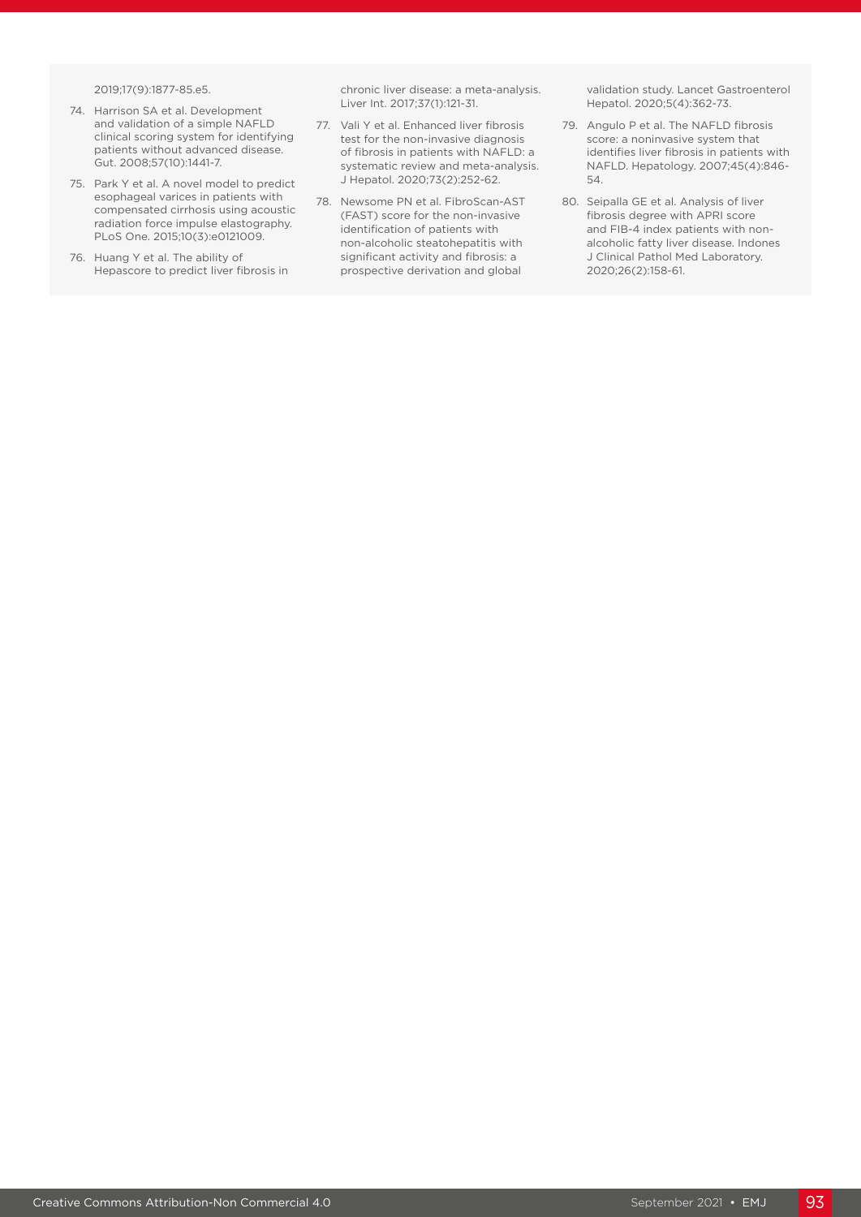2019;17(9):1877-85.e5.

74. Harrison SA et al. Development and validation of a simple NAFLD clinical scoring system for identifying patients without advanced disease. Gut. 2008;57(10):1441-7.
75. Park Y et al. A novel model to predict esophageal varices in patients with compensated cirrhosis using acoustic radiation force impulse elastography. PLoS One. 2015;10(3):e0121009.
76. Huang Y et al. The ability of Hepascore to predict liver fibrosis in chronic liver disease: a meta-analysis. Liver Int. 2017;37(1):121-31.
77. Vali Y et al. Enhanced liver fibrosis test for the non-invasive diagnosis of fibrosis in patients with NAFLD: a systematic review and meta-analysis. J Hepatol. 2020;73(2):252-62.
78. Newsome PN et al. FibroScan-AST (FAST) score for the non-invasive identification of patients with non-alcoholic steatohepatitis with significant activity and fibrosis: a prospective derivation and global validation study. Lancet Gastroenterol Hepatol. 2020;5(4):362-73.
79. Angulo P et al. The NAFLD fibrosis score: a noninvasive system that identifies liver fibrosis in patients with NAFLD. Hepatology. 2007;45(4):846-54.
80. Seipalla GE et al. Analysis of liver fibrosis degree with APRI score and FIB-4 index patients with non-alcoholic fatty liver disease. Indones J Clinical Pathol Med Laboratory. 2020;26(2):158-61.